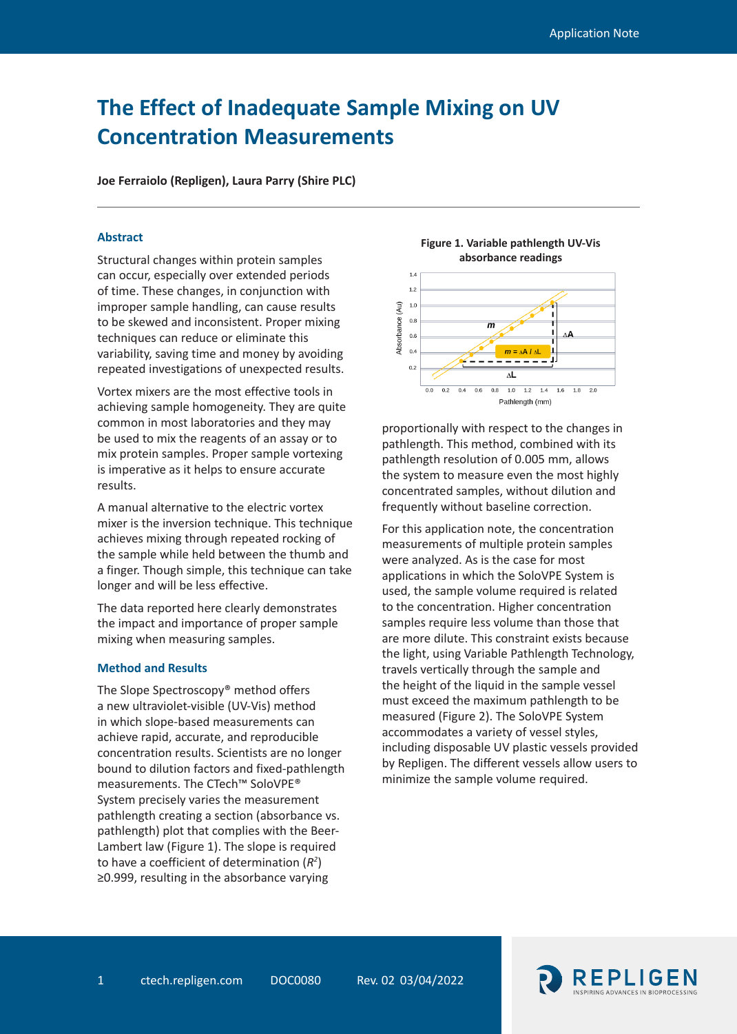# The Effect of Inadequate Sample Mixing on UV Concentration Measurements

**Joe Ferraiolo (Repligen), Laura Parry (Shire PLC)**

## Abstract

Structural changes within protein samples can occur, especially over extended periods of time. These changes, in conjunction with improper sample handling, can cause results to be skewed and inconsistent. Proper mixing techniques can reduce or eliminate this variability, saving time and money by avoiding repeated investigations of unexpected results.

Vortex mixers are the most effective tools in achieving sample homogeneity. They are quite common in most laboratories and they may be used to mix the reagents of an assay or to mix protein samples. Proper sample vortexing is imperative as it helps to ensure accurate results.

A manual alternative to the electric vortex mixer is the inversion technique. This technique achieves mixing through repeated rocking of the sample while held between the thumb and a finger. Though simple, this technique can take longer and will be less effective.

The data reported here clearly demonstrates the impact and importance of proper sample mixing when measuring samples.

## Method and Results

The Slope Spectroscopy® method offers a new ultraviolet-visible (UV-Vis) method in which slope-based measurements can achieve rapid, accurate, and reproducible concentration results. Scientists are no longer bound to dilution factors and fixed-pathlength measurements. The CTech™ SoloVPE® System precisely varies the measurement pathlength creating a section (absorbance vs. pathlength) plot that complies with the Beer-Lambert law (Figure 1). The slope is required to have a coefficient of determination ($R^2$) ≥0.999, resulting in the absorbance varying proportionally with respect to the changes in pathlength. This method, combined with its pathlength resolution of 0.005 mm, allows the system to measure even the most highly concentrated samples, without dilution and frequently without baseline correction.

**Figure 1. Variable pathlength UV-Vis absorbance readings**

For this application note, the concentration measurements of multiple protein samples were analyzed. As is the case for most applications in which the SoloVPE System is used, the sample volume required is related to the concentration. Higher concentration samples require less volume than those that are more dilute. This constraint exists because the light, using Variable Pathlength Technology, travels vertically through the sample and the height of the liquid in the sample vessel must exceed the maximum pathlength to be measured (Figure 2). The SoloVPE System accommodates a variety of vessel styles, including disposable UV plastic vessels provided by Repligen. The different vessels allow users to minimize the sample volume required.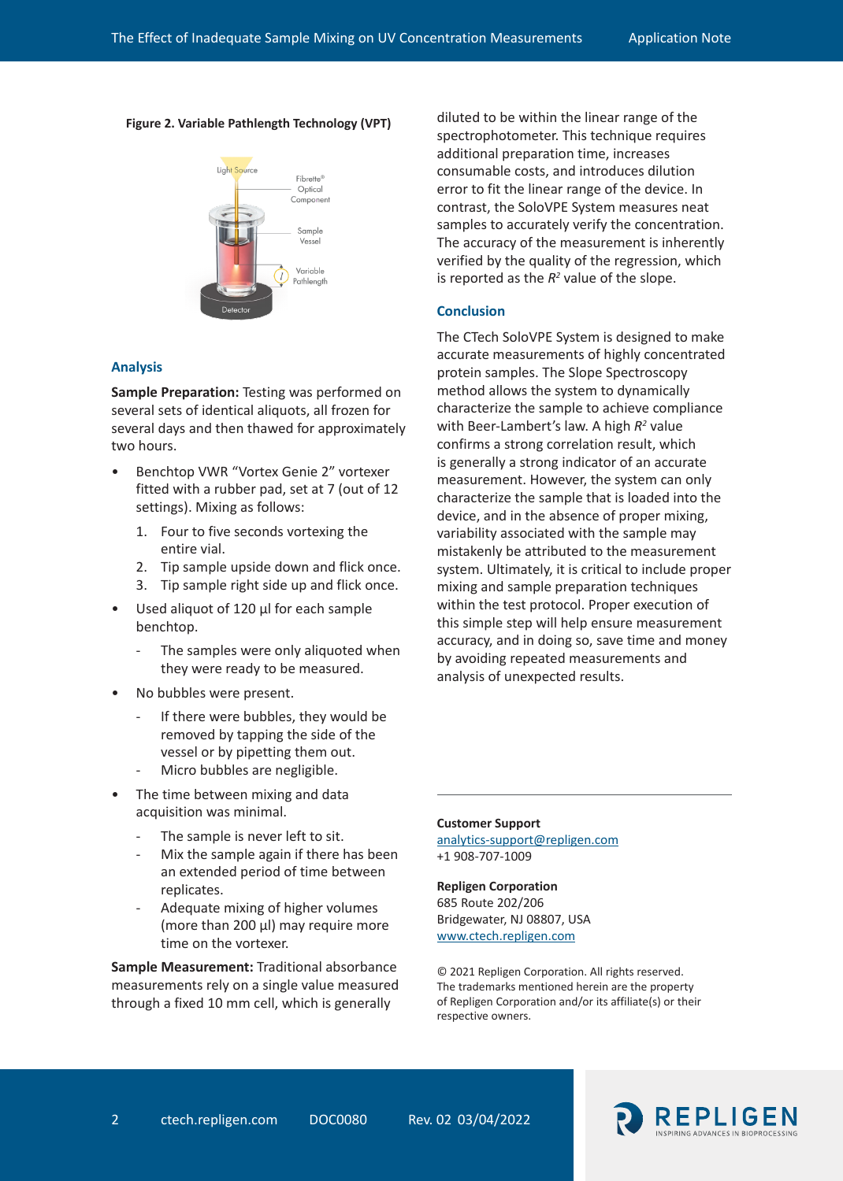**Figure 2. Variable Pathlength Technology (VPT)**

## Analysis

**Sample Preparation:** Testing was performed on several sets of identical aliquots, all frozen for several days and then thawed for approximately two hours.

- Benchtop VWR "Vortex Genie 2" vortexer fitted with a rubber pad, set at 7 (out of 12 settings). Mixing as follows:
  1. Four to five seconds vortexing the entire vial.
  2. Tip sample upside down and flick once.
  3. Tip sample right side up and flick once.
- Used aliquot of 120 µl for each sample benchtop.
  - The samples were only aliquoted when they were ready to be measured.
- No bubbles were present.
  - If there were bubbles, they would be removed by tapping the side of the vessel or by pipetting them out.
  - Micro bubbles are negligible.
- The time between mixing and data acquisition was minimal.
  - The sample is never left to sit.
  - Mix the sample again if there has been an extended period of time between replicates.
  - Adequate mixing of higher volumes (more than 200 µl) may require more time on the vortexer.

**Sample Measurement:** Traditional absorbance measurements rely on a single value measured through a fixed 10 mm cell, which is generally diluted to be within the linear range of the spectrophotometer. This technique requires additional preparation time, increases consumable costs, and introduces dilution error to fit the linear range of the device. In contrast, the SoloVPE System measures neat samples to accurately verify the concentration. The accuracy of the measurement is inherently verified by the quality of the regression, which is reported as the $R^2$ value of the slope.

## Conclusion

The CTech SoloVPE System is designed to make accurate measurements of highly concentrated protein samples. The Slope Spectroscopy method allows the system to dynamically characterize the sample to achieve compliance with Beer-Lambert's law. A high $R^2$ value confirms a strong correlation result, which is generally a strong indicator of an accurate measurement. However, the system can only characterize the sample that is loaded into the device, and in the absence of proper mixing, variability associated with the sample may mistakenly be attributed to the measurement system. Ultimately, it is critical to include proper mixing and sample preparation techniques within the test protocol. Proper execution of this simple step will help ensure measurement accuracy, and in doing so, save time and money by avoiding repeated measurements and analysis of unexpected results.

---

**Customer Support**
analytics-support@repligen.com
+1 908-707-1009

**Repligen Corporation**
685 Route 202/206
Bridgewater, NJ 08807, USA
www.ctech.repligen.com

© 2021 Repligen Corporation. All rights reserved. The trademarks mentioned herein are the property of Repligen Corporation and/or its affiliate(s) or their respective owners.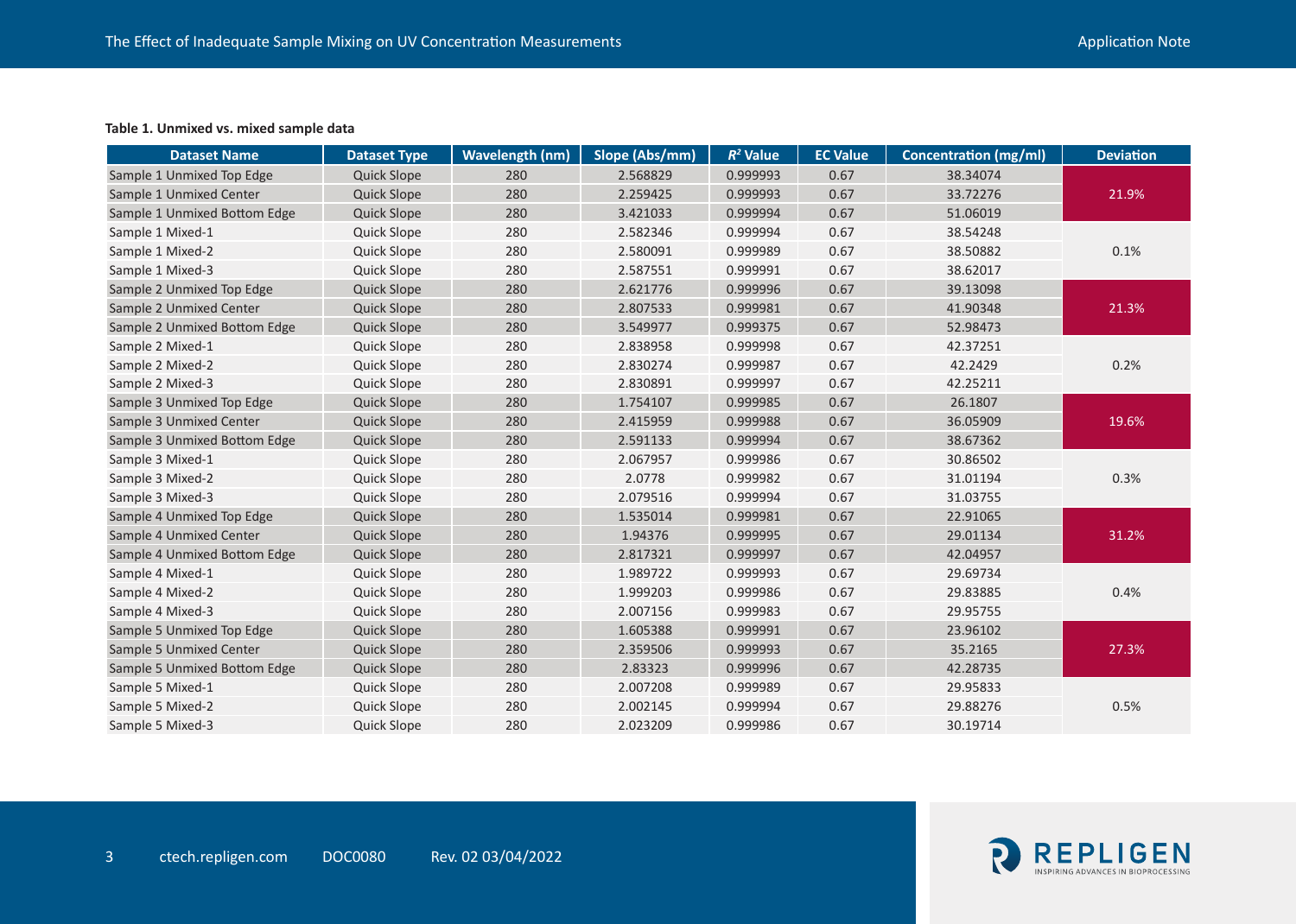**Table 1. Unmixed vs. mixed sample data**

| Dataset Name | Dataset Type | Wavelength (nm) | Slope (Abs/mm) | $R^2$ Value | EC Value | Concentration (mg/ml) | Deviation |
|---|---|---|---|---|---|---|---|
| Sample 1 Unmixed Top Edge | Quick Slope | 280 | 2.568829 | 0.999993 | 0.67 | 38.34074 | 21.9% |
| Sample 1 Unmixed Center | Quick Slope | 280 | 2.259425 | 0.999993 | 0.67 | 33.72276 | |
| Sample 1 Unmixed Bottom Edge | Quick Slope | 280 | 3.421033 | 0.999994 | 0.67 | 51.06019 | |
| Sample 1 Mixed-1 | Quick Slope | 280 | 2.582346 | 0.999994 | 0.67 | 38.54248 | 0.1% |
| Sample 1 Mixed-2 | Quick Slope | 280 | 2.580091 | 0.999989 | 0.67 | 38.50882 | |
| Sample 1 Mixed-3 | Quick Slope | 280 | 2.587551 | 0.999991 | 0.67 | 38.62017 | |
| Sample 2 Unmixed Top Edge | Quick Slope | 280 | 2.621776 | 0.999996 | 0.67 | 39.13098 | 21.3% |
| Sample 2 Unmixed Center | Quick Slope | 280 | 2.807533 | 0.999981 | 0.67 | 41.90348 | |
| Sample 2 Unmixed Bottom Edge | Quick Slope | 280 | 3.549977 | 0.999375 | 0.67 | 52.98473 | |
| Sample 2 Mixed-1 | Quick Slope | 280 | 2.838958 | 0.999998 | 0.67 | 42.37251 | 0.2% |
| Sample 2 Mixed-2 | Quick Slope | 280 | 2.830274 | 0.999987 | 0.67 | 42.2429 | |
| Sample 2 Mixed-3 | Quick Slope | 280 | 2.830891 | 0.999997 | 0.67 | 42.25211 | |
| Sample 3 Unmixed Top Edge | Quick Slope | 280 | 1.754107 | 0.999985 | 0.67 | 26.1807 | 19.6% |
| Sample 3 Unmixed Center | Quick Slope | 280 | 2.415959 | 0.999988 | 0.67 | 36.05909 | |
| Sample 3 Unmixed Bottom Edge | Quick Slope | 280 | 2.591133 | 0.999994 | 0.67 | 38.67362 | |
| Sample 3 Mixed-1 | Quick Slope | 280 | 2.067957 | 0.999986 | 0.67 | 30.86502 | 0.3% |
| Sample 3 Mixed-2 | Quick Slope | 280 | 2.0778 | 0.999982 | 0.67 | 31.01194 | |
| Sample 3 Mixed-3 | Quick Slope | 280 | 2.079516 | 0.999994 | 0.67 | 31.03755 | |
| Sample 4 Unmixed Top Edge | Quick Slope | 280 | 1.535014 | 0.999981 | 0.67 | 22.91065 | 31.2% |
| Sample 4 Unmixed Center | Quick Slope | 280 | 1.94376 | 0.999995 | 0.67 | 29.01134 | |
| Sample 4 Unmixed Bottom Edge | Quick Slope | 280 | 2.817321 | 0.999997 | 0.67 | 42.04957 | |
| Sample 4 Mixed-1 | Quick Slope | 280 | 1.989722 | 0.999993 | 0.67 | 29.69734 | 0.4% |
| Sample 4 Mixed-2 | Quick Slope | 280 | 1.999203 | 0.999986 | 0.67 | 29.83885 | |
| Sample 4 Mixed-3 | Quick Slope | 280 | 2.007156 | 0.999983 | 0.67 | 29.95755 | |
| Sample 5 Unmixed Top Edge | Quick Slope | 280 | 1.605388 | 0.999991 | 0.67 | 23.96102 | 27.3% |
| Sample 5 Unmixed Center | Quick Slope | 280 | 2.359506 | 0.999993 | 0.67 | 35.2165 | |
| Sample 5 Unmixed Bottom Edge | Quick Slope | 280 | 2.83323 | 0.999996 | 0.67 | 42.28735 | |
| Sample 5 Mixed-1 | Quick Slope | 280 | 2.007208 | 0.999989 | 0.67 | 29.95833 | 0.5% |
| Sample 5 Mixed-2 | Quick Slope | 280 | 2.002145 | 0.999994 | 0.67 | 29.88276 | |
| Sample 5 Mixed-3 | Quick Slope | 280 | 2.023209 | 0.999986 | 0.67 | 30.19714 | |